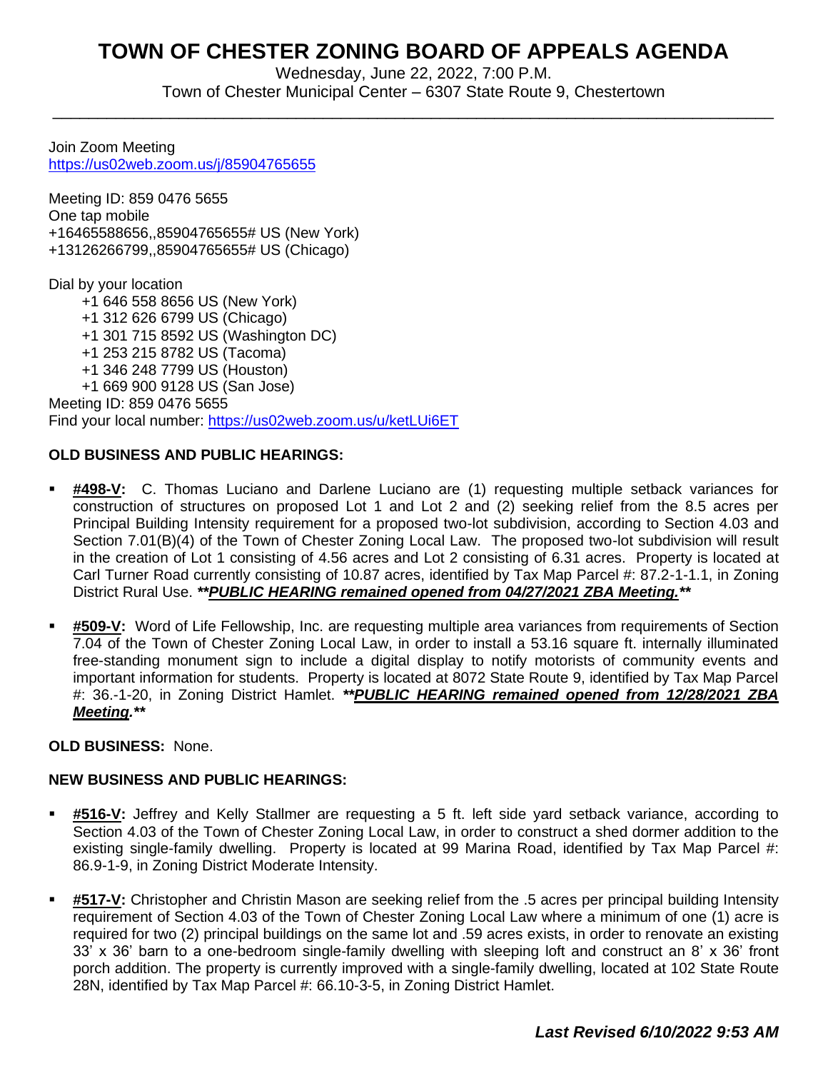# TOWN OF CHESTER ZONING BOARD OF APPEALS AGENDA

Wednesday, June 22, 2022, 7:00 P.M.
Town of Chester Municipal Center – 6307 State Route 9, Chestertown

---

Join Zoom Meeting
https://us02web.zoom.us/j/85904765655

Meeting ID: 859 0476 5655
One tap mobile
+16465588656,,85904765655# US (New York)
+13126266799,,85904765655# US (Chicago)

Dial by your location
+1 646 558 8656 US (New York)
+1 312 626 6799 US (Chicago)
+1 301 715 8592 US (Washington DC)
+1 253 215 8782 US (Tacoma)
+1 346 248 7799 US (Houston)
+1 669 900 9128 US (San Jose)
Meeting ID: 859 0476 5655
Find your local number: https://us02web.zoom.us/u/ketLUi6ET

**OLD BUSINESS AND PUBLIC HEARINGS:**

- **#498-V:** C. Thomas Luciano and Darlene Luciano are (1) requesting multiple setback variances for construction of structures on proposed Lot 1 and Lot 2 and (2) seeking relief from the 8.5 acres per Principal Building Intensity requirement for a proposed two-lot subdivision, according to Section 4.03 and Section 7.01(B)(4) of the Town of Chester Zoning Local Law. The proposed two-lot subdivision will result in the creation of Lot 1 consisting of 4.56 acres and Lot 2 consisting of 6.31 acres. Property is located at Carl Turner Road currently consisting of 10.87 acres, identified by Tax Map Parcel #: 87.2-1-1.1, in Zoning District Rural Use. ***\*\*PUBLIC HEARING remained opened from 04/27/2021 ZBA Meeting.\*\****

- **#509-V:** Word of Life Fellowship, Inc. are requesting multiple area variances from requirements of Section 7.04 of the Town of Chester Zoning Local Law, in order to install a 53.16 square ft. internally illuminated free-standing monument sign to include a digital display to notify motorists of community events and important information for students. Property is located at 8072 State Route 9, identified by Tax Map Parcel #: 36.-1-20, in Zoning District Hamlet. ***\*\*PUBLIC HEARING remained opened from 12/28/2021 ZBA Meeting.\*\****

**OLD BUSINESS:** None.

**NEW BUSINESS AND PUBLIC HEARINGS:**

- **#516-V:** Jeffrey and Kelly Stallmer are requesting a 5 ft. left side yard setback variance, according to Section 4.03 of the Town of Chester Zoning Local Law, in order to construct a shed dormer addition to the existing single-family dwelling. Property is located at 99 Marina Road, identified by Tax Map Parcel #: 86.9-1-9, in Zoning District Moderate Intensity.

- **#517-V:** Christopher and Christin Mason are seeking relief from the .5 acres per principal building Intensity requirement of Section 4.03 of the Town of Chester Zoning Local Law where a minimum of one (1) acre is required for two (2) principal buildings on the same lot and .59 acres exists, in order to renovate an existing 33' x 36' barn to a one-bedroom single-family dwelling with sleeping loft and construct an 8' x 36' front porch addition. The property is currently improved with a single-family dwelling, located at 102 State Route 28N, identified by Tax Map Parcel #: 66.10-3-5, in Zoning District Hamlet.

***Last Revised 6/10/2022 9:53 AM***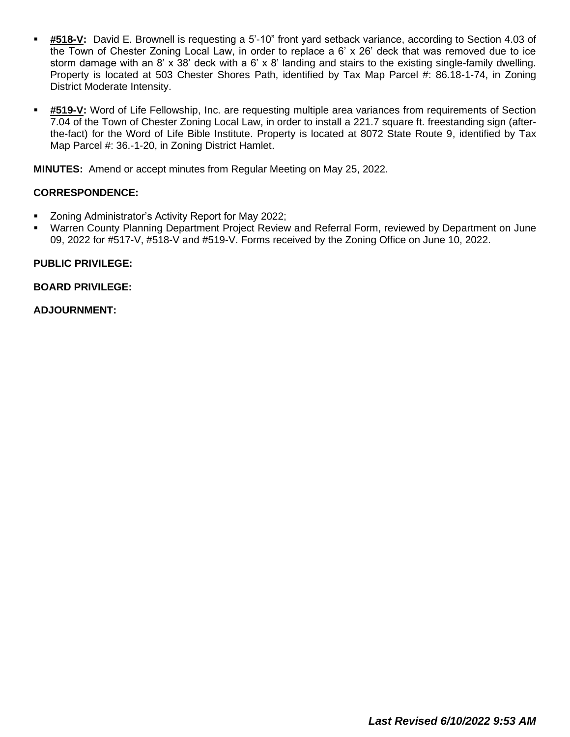- **#518-V:** David E. Brownell is requesting a 5'-10" front yard setback variance, according to Section 4.03 of the Town of Chester Zoning Local Law, in order to replace a 6' x 26' deck that was removed due to ice storm damage with an 8' x 38' deck with a 6' x 8' landing and stairs to the existing single-family dwelling. Property is located at 503 Chester Shores Path, identified by Tax Map Parcel #: 86.18-1-74, in Zoning District Moderate Intensity.

- **#519-V:** Word of Life Fellowship, Inc. are requesting multiple area variances from requirements of Section 7.04 of the Town of Chester Zoning Local Law, in order to install a 221.7 square ft. freestanding sign (after-the-fact) for the Word of Life Bible Institute. Property is located at 8072 State Route 9, identified by Tax Map Parcel #: 36.-1-20, in Zoning District Hamlet.

**MINUTES:** Amend or accept minutes from Regular Meeting on May 25, 2022.

**CORRESPONDENCE:**

- Zoning Administrator's Activity Report for May 2022;
- Warren County Planning Department Project Review and Referral Form, reviewed by Department on June 09, 2022 for #517-V, #518-V and #519-V. Forms received by the Zoning Office on June 10, 2022.

**PUBLIC PRIVILEGE:**

**BOARD PRIVILEGE:**

**ADJOURNMENT:**

***Last Revised 6/10/2022 9:53 AM***